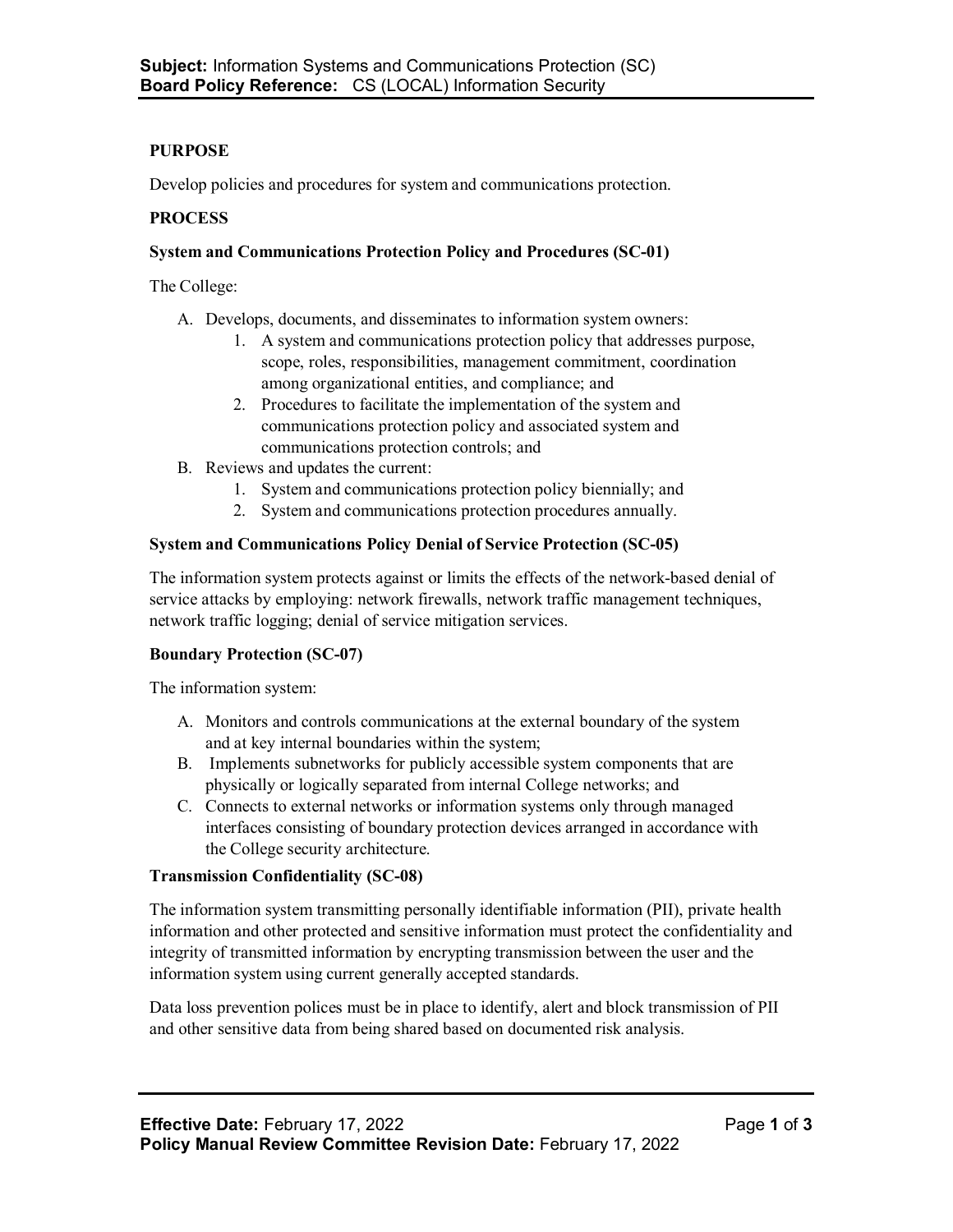**Subject:** Information Systems and Communications Protection (SC)
**Board Policy Reference:** CS (LOCAL) Information Security

## PURPOSE

Develop policies and procedures for system and communications protection.

## PROCESS

### System and Communications Protection Policy and Procedures (SC-01)

The College:

A. Develops, documents, and disseminates to information system owners:
   1. A system and communications protection policy that addresses purpose, scope, roles, responsibilities, management commitment, coordination among organizational entities, and compliance; and
   2. Procedures to facilitate the implementation of the system and communications protection policy and associated system and communications protection controls; and
B. Reviews and updates the current:
   1. System and communications protection policy biennially; and
   2. System and communications protection procedures annually.

### System and Communications Policy Denial of Service Protection (SC-05)

The information system protects against or limits the effects of the network-based denial of service attacks by employing: network firewalls, network traffic management techniques, network traffic logging; denial of service mitigation services.

### Boundary Protection (SC-07)

The information system:

A. Monitors and controls communications at the external boundary of the system and at key internal boundaries within the system;
B. Implements subnetworks for publicly accessible system components that are physically or logically separated from internal College networks; and
C. Connects to external networks or information systems only through managed interfaces consisting of boundary protection devices arranged in accordance with the College security architecture.

### Transmission Confidentiality (SC-08)

The information system transmitting personally identifiable information (PII), private health information and other protected and sensitive information must protect the confidentiality and integrity of transmitted information by encrypting transmission between the user and the information system using current generally accepted standards.

Data loss prevention polices must be in place to identify, alert and block transmission of PII and other sensitive data from being shared based on documented risk analysis.

**Effective Date:** February 17, 2022
**Policy Manual Review Committee Revision Date:** February 17, 2022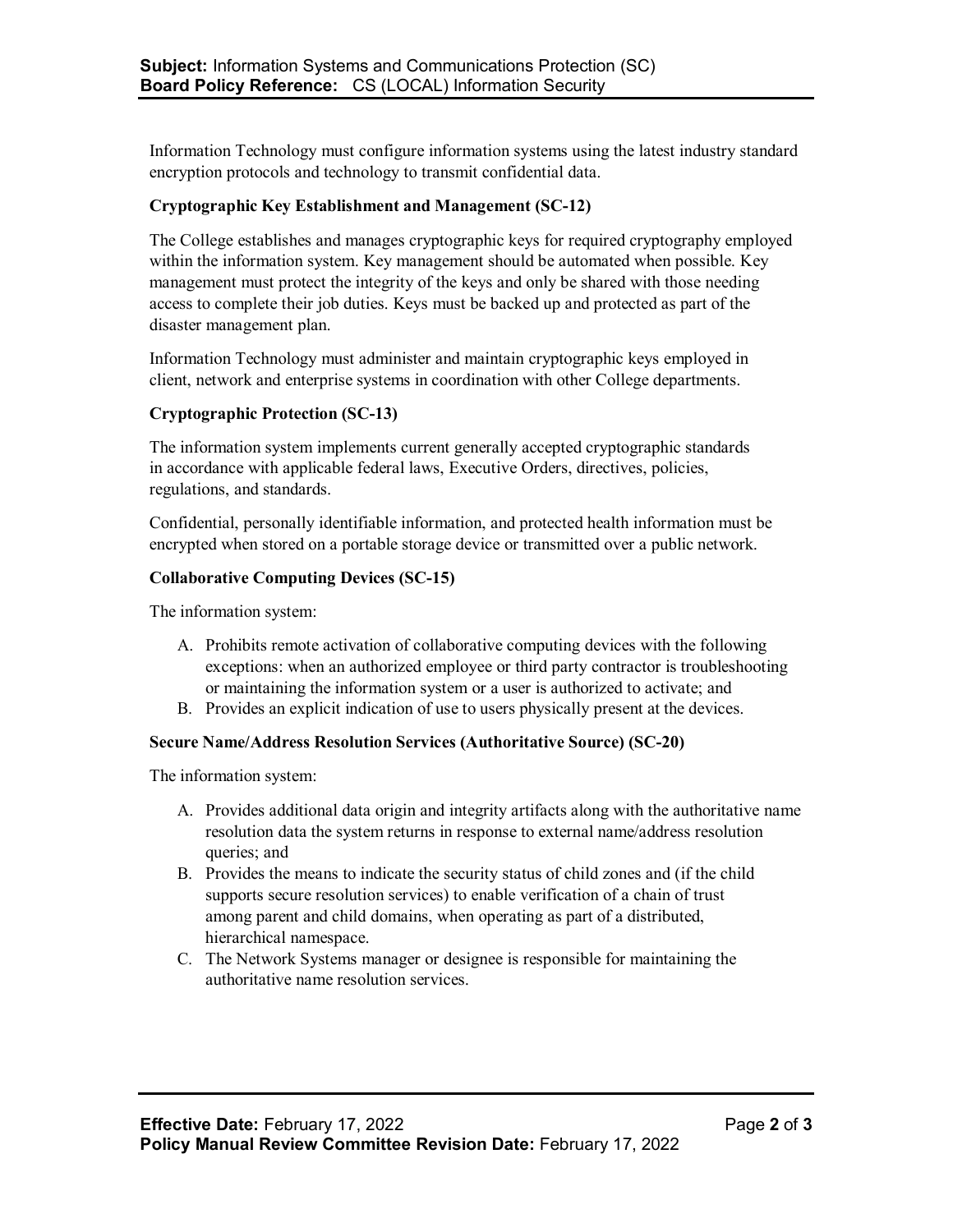Information Technology must configure information systems using the latest industry standard encryption protocols and technology to transmit confidential data.

**Cryptographic Key Establishment and Management (SC-12)**

The College establishes and manages cryptographic keys for required cryptography employed within the information system. Key management should be automated when possible. Key management must protect the integrity of the keys and only be shared with those needing access to complete their job duties. Keys must be backed up and protected as part of the disaster management plan.

Information Technology must administer and maintain cryptographic keys employed in client, network and enterprise systems in coordination with other College departments.

**Cryptographic Protection (SC-13)**

The information system implements current generally accepted cryptographic standards in accordance with applicable federal laws, Executive Orders, directives, policies, regulations, and standards.

Confidential, personally identifiable information, and protected health information must be encrypted when stored on a portable storage device or transmitted over a public network.

**Collaborative Computing Devices (SC-15)**

The information system:

A. Prohibits remote activation of collaborative computing devices with the following exceptions: when an authorized employee or third party contractor is troubleshooting or maintaining the information system or a user is authorized to activate; and
B. Provides an explicit indication of use to users physically present at the devices.

**Secure Name/Address Resolution Services (Authoritative Source) (SC-20)**

The information system:

A. Provides additional data origin and integrity artifacts along with the authoritative name resolution data the system returns in response to external name/address resolution queries; and
B. Provides the means to indicate the security status of child zones and (if the child supports secure resolution services) to enable verification of a chain of trust among parent and child domains, when operating as part of a distributed, hierarchical namespace.
C. The Network Systems manager or designee is responsible for maintaining the authoritative name resolution services.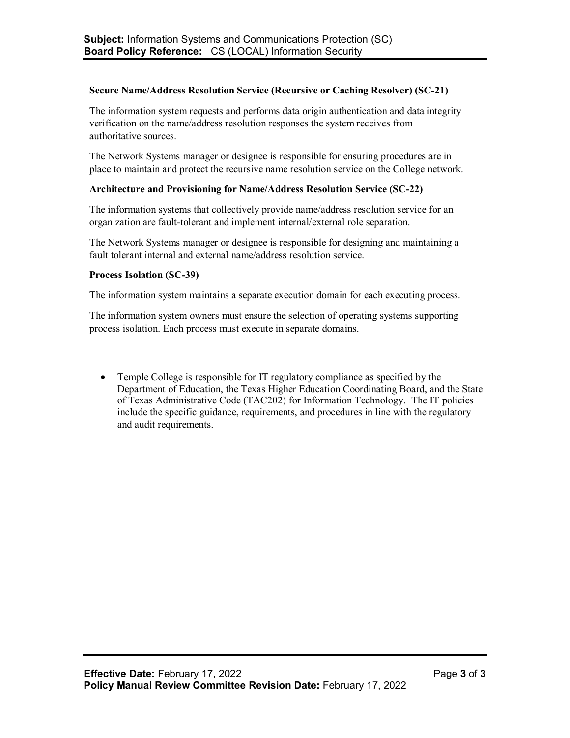**Secure Name/Address Resolution Service (Recursive or Caching Resolver) (SC-21)**

The information system requests and performs data origin authentication and data integrity verification on the name/address resolution responses the system receives from authoritative sources.

The Network Systems manager or designee is responsible for ensuring procedures are in place to maintain and protect the recursive name resolution service on the College network.

**Architecture and Provisioning for Name/Address Resolution Service (SC-22)**

The information systems that collectively provide name/address resolution service for an organization are fault-tolerant and implement internal/external role separation.

The Network Systems manager or designee is responsible for designing and maintaining a fault tolerant internal and external name/address resolution service.

**Process Isolation (SC-39)**

The information system maintains a separate execution domain for each executing process.

The information system owners must ensure the selection of operating systems supporting process isolation. Each process must execute in separate domains.

- Temple College is responsible for IT regulatory compliance as specified by the Department of Education, the Texas Higher Education Coordinating Board, and the State of Texas Administrative Code (TAC202) for Information Technology. The IT policies include the specific guidance, requirements, and procedures in line with the regulatory and audit requirements.